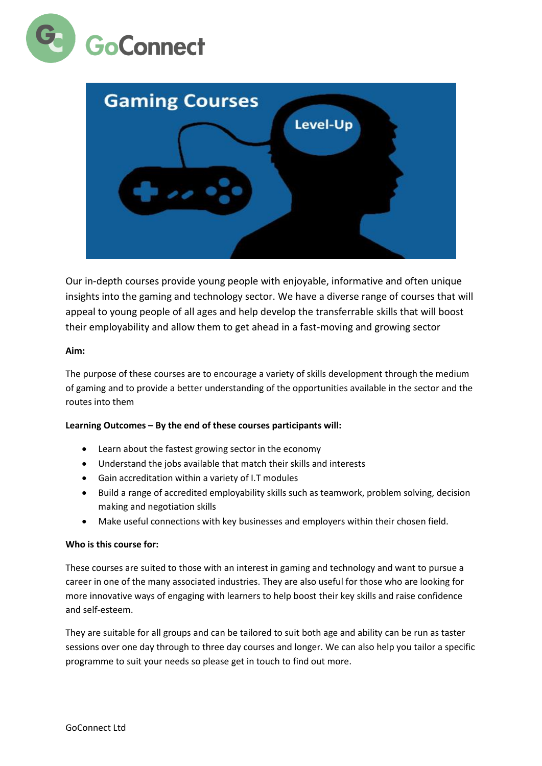GoConnect

Gaming Courses

Level-Up

Our in-depth courses provide young people with enjoyable, informative and often unique insights into the gaming and technology sector. We have a diverse range of courses that will appeal to young people of all ages and help develop the transferrable skills that will boost their employability and allow them to get ahead in a fast-moving and growing sector

**Aim:**

The purpose of these courses are to encourage a variety of skills development through the medium of gaming and to provide a better understanding of the opportunities available in the sector and the routes into them

**Learning Outcomes – By the end of these courses participants will:**

- Learn about the fastest growing sector in the economy
- Understand the jobs available that match their skills and interests
- Gain accreditation within a variety of I.T modules
- Build a range of accredited employability skills such as teamwork, problem solving, decision making and negotiation skills
- Make useful connections with key businesses and employers within their chosen field.

**Who is this course for:**

These courses are suited to those with an interest in gaming and technology and want to pursue a career in one of the many associated industries. They are also useful for those who are looking for more innovative ways of engaging with learners to help boost their key skills and raise confidence and self-esteem.

They are suitable for all groups and can be tailored to suit both age and ability can be run as taster sessions over one day through to three day courses and longer. We can also help you tailor a specific programme to suit your needs so please get in touch to find out more.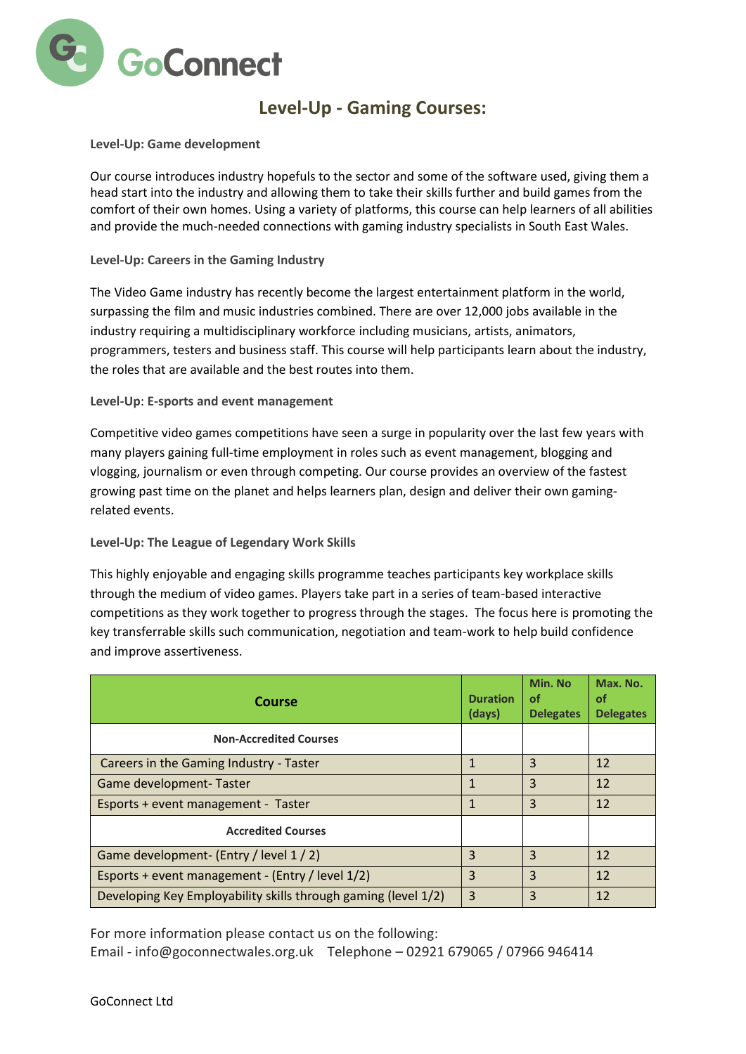GoConnect

# Level-Up - Gaming Courses:

**Level-Up: Game development**

Our course introduces industry hopefuls to the sector and some of the software used, giving them a head start into the industry and allowing them to take their skills further and build games from the comfort of their own homes. Using a variety of platforms, this course can help learners of all abilities and provide the much-needed connections with gaming industry specialists in South East Wales.

**Level-Up: Careers in the Gaming Industry**

The Video Game industry has recently become the largest entertainment platform in the world, surpassing the film and music industries combined. There are over 12,000 jobs available in the industry requiring a multidisciplinary workforce including musicians, artists, animators, programmers, testers and business staff. This course will help participants learn about the industry, the roles that are available and the best routes into them.

**Level-Up: E-sports and event management**

Competitive video games competitions have seen a surge in popularity over the last few years with many players gaining full-time employment in roles such as event management, blogging and vlogging, journalism or even through competing. Our course provides an overview of the fastest growing past time on the planet and helps learners plan, design and deliver their own gaming-related events.

**Level-Up: The League of Legendary Work Skills**

This highly enjoyable and engaging skills programme teaches participants key workplace skills through the medium of video games. Players take part in a series of team-based interactive competitions as they work together to progress through the stages. The focus here is promoting the key transferrable skills such communication, negotiation and team-work to help build confidence and improve assertiveness.

| Course | Duration (days) | Min. No of Delegates | Max. No. of Delegates |
|---|---|---|---|
| **Non-Accredited Courses** | | | |
| Careers in the Gaming Industry - Taster | 1 | 3 | 12 |
| Game development- Taster | 1 | 3 | 12 |
| Esports + event management - Taster | 1 | 3 | 12 |
| **Accredited Courses** | | | |
| Game development- (Entry / level 1 / 2) | 3 | 3 | 12 |
| Esports + event management - (Entry / level 1/2) | 3 | 3 | 12 |
| Developing Key Employability skills through gaming (level 1/2) | 3 | 3 | 12 |

For more information please contact us on the following:
Email - info@goconnectwales.org.uk Telephone – 02921 679065 / 07966 946414

GoConnect Ltd